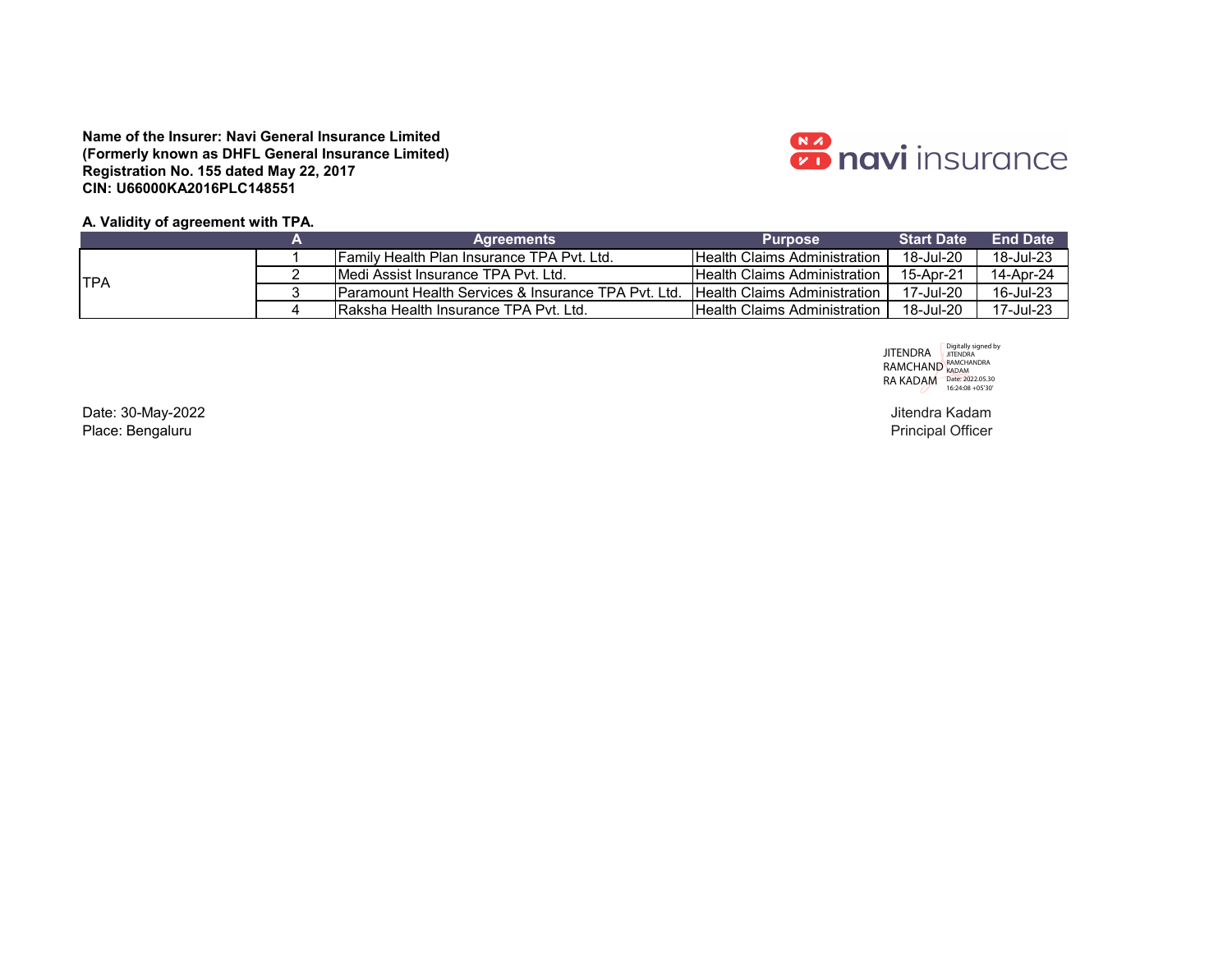**Name of the Insurer: Navi General Insurance Limited**
**(Formerly known as DHFL General Insurance Limited)**
**Registration No. 155 dated May 22, 2017**
**CIN: U66000KA2016PLC148551**

**A. Validity of agreement with TPA.**

| | A | Agreements | Purpose | Start Date | End Date |
|---|---|---|---|---|---|
| TPA | 1 | Family Health Plan Insurance TPA Pvt. Ltd. | Health Claims Administration | 18-Jul-20 | 18-Jul-23 |
| | 2 | Medi Assist Insurance TPA Pvt. Ltd. | Health Claims Administration | 15-Apr-21 | 14-Apr-24 |
| | 3 | Paramount Health Services & Insurance TPA Pvt. Ltd. | Health Claims Administration | 17-Jul-20 | 16-Jul-23 |
| | 4 | Raksha Health Insurance TPA Pvt. Ltd. | Health Claims Administration | 18-Jul-20 | 17-Jul-23 |

JITENDRA RAMCHANDRA KADAM
Digitally signed by JITENDRA RAMCHANDRA KADAM
Date: 2022.05.30 16:24:08 +05'30'

Date: 30-May-2022
Place: Bengaluru

Jitendra Kadam
Principal Officer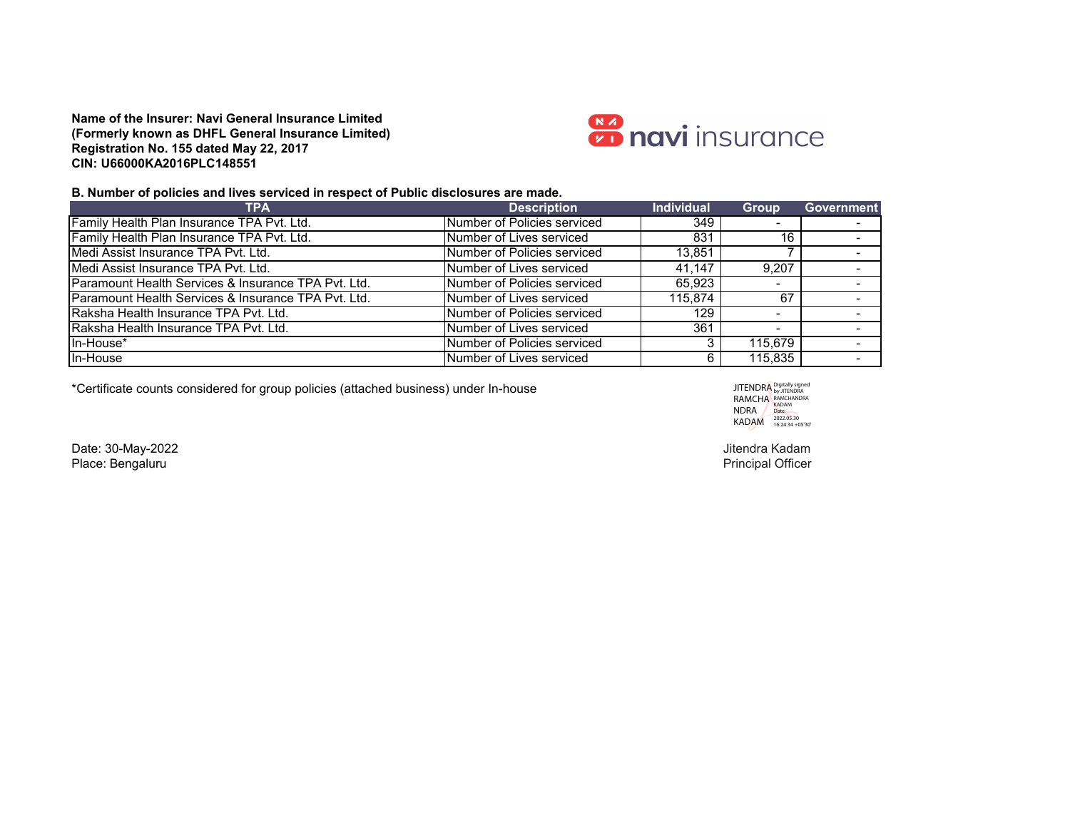**Name of the Insurer: Navi General Insurance Limited**
**(Formerly known as DHFL General Insurance Limited)**
**Registration No. 155 dated May 22, 2017**
**CIN: U66000KA2016PLC148551**

**B. Number of policies and lives serviced in respect of Public disclosures are made.**

| TPA | Description | Individual | Group | Government |
|---|---|---|---|---|
| Family Health Plan Insurance TPA Pvt. Ltd. | Number of Policies serviced | 349 | - | - |
| Family Health Plan Insurance TPA Pvt. Ltd. | Number of Lives serviced | 831 | 16 | - |
| Medi Assist Insurance TPA Pvt. Ltd. | Number of Policies serviced | 13,851 | 7 | - |
| Medi Assist Insurance TPA Pvt. Ltd. | Number of Lives serviced | 41,147 | 9,207 | - |
| Paramount Health Services & Insurance TPA Pvt. Ltd. | Number of Policies serviced | 65,923 | - | - |
| Paramount Health Services & Insurance TPA Pvt. Ltd. | Number of Lives serviced | 115,874 | 67 | - |
| Raksha Health Insurance TPA Pvt. Ltd. | Number of Policies serviced | 129 | - | - |
| Raksha Health Insurance TPA Pvt. Ltd. | Number of Lives serviced | 361 | - | - |
| In-House* | Number of Policies serviced | 3 | 115,679 | - |
| In-House | Number of Lives serviced | 6 | 115,835 | - |

*Certificate counts considered for group policies (attached business) under In-house

JITENDRA RAMCHANDRA KADAM
Digitally signed by JITENDRA RAMCHANDRA KADAM
Date: 2022.05.30 16:24:34 +05'30'

Date: 30-May-2022
Place: Bengaluru

Jitendra Kadam
Principal Officer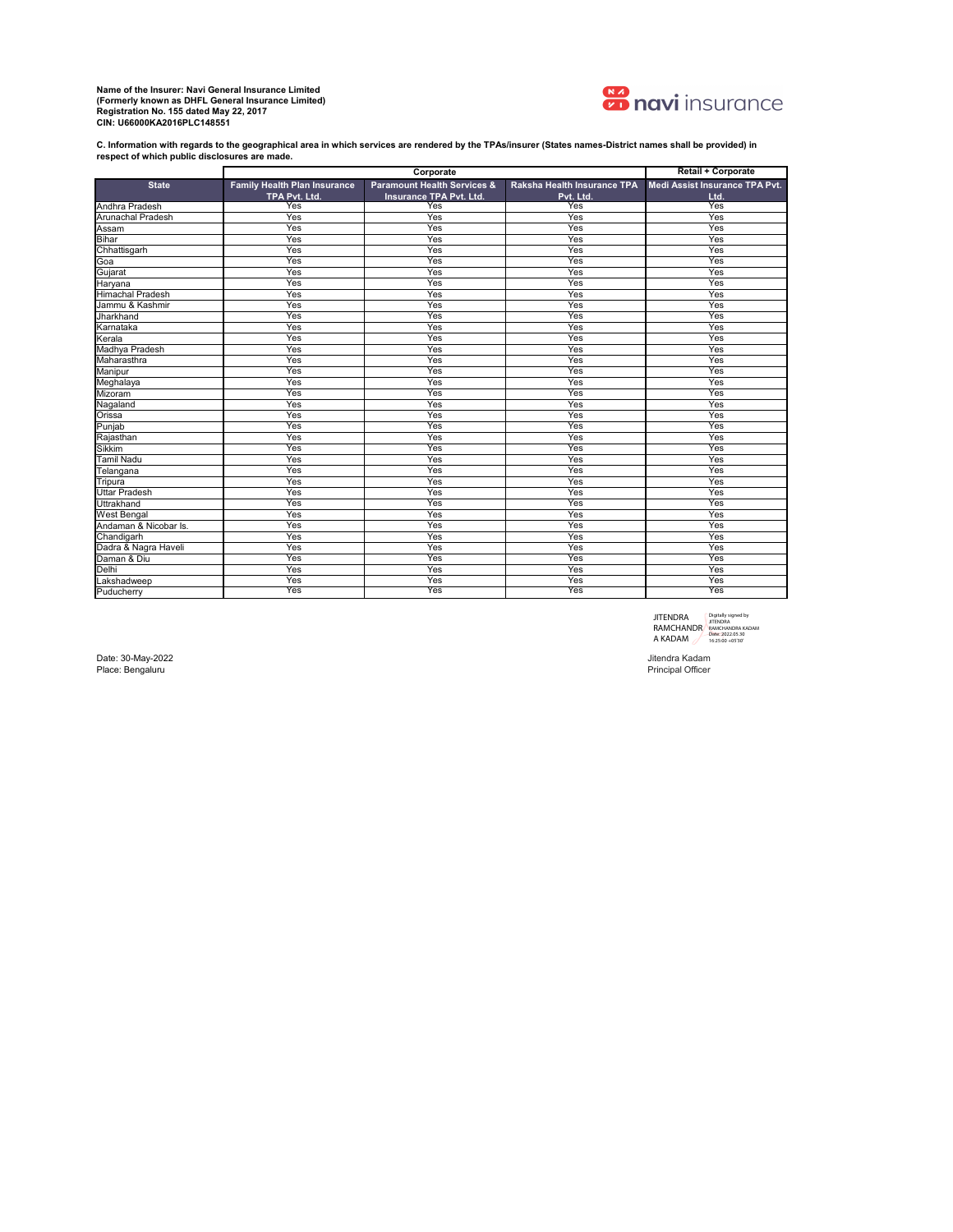**Name of the Insurer: Navi General Insurance Limited**
**(Formerly known as DHFL General Insurance Limited)**
**Registration No. 155 dated May 22, 2017**
**CIN: U66000KA2016PLC148551**

**C. Information with regards to the geographical area in which services are rendered by the TPAs/insurer (States names-District names shall be provided) in respect of which public disclosures are made.**

| | Corporate | | | Retail + Corporate |
|---|---|---|---|---|
| **State** | **Family Health Plan Insurance TPA Pvt. Ltd.** | **Paramount Health Services & Insurance TPA Pvt. Ltd.** | **Raksha Health Insurance TPA Pvt. Ltd.** | **Medi Assist Insurance TPA Pvt. Ltd.** |
| Andhra Pradesh | Yes | Yes | Yes | Yes |
| Arunachal Pradesh | Yes | Yes | Yes | Yes |
| Assam | Yes | Yes | Yes | Yes |
| Bihar | Yes | Yes | Yes | Yes |
| Chhattisgarh | Yes | Yes | Yes | Yes |
| Goa | Yes | Yes | Yes | Yes |
| Gujarat | Yes | Yes | Yes | Yes |
| Haryana | Yes | Yes | Yes | Yes |
| Himachal Pradesh | Yes | Yes | Yes | Yes |
| Jammu & Kashmir | Yes | Yes | Yes | Yes |
| Jharkhand | Yes | Yes | Yes | Yes |
| Karnataka | Yes | Yes | Yes | Yes |
| Kerala | Yes | Yes | Yes | Yes |
| Madhya Pradesh | Yes | Yes | Yes | Yes |
| Maharasthra | Yes | Yes | Yes | Yes |
| Manipur | Yes | Yes | Yes | Yes |
| Meghalaya | Yes | Yes | Yes | Yes |
| Mizoram | Yes | Yes | Yes | Yes |
| Nagaland | Yes | Yes | Yes | Yes |
| Orissa | Yes | Yes | Yes | Yes |
| Punjab | Yes | Yes | Yes | Yes |
| Rajasthan | Yes | Yes | Yes | Yes |
| Sikkim | Yes | Yes | Yes | Yes |
| Tamil Nadu | Yes | Yes | Yes | Yes |
| Telangana | Yes | Yes | Yes | Yes |
| Tripura | Yes | Yes | Yes | Yes |
| Uttar Pradesh | Yes | Yes | Yes | Yes |
| Uttrakhand | Yes | Yes | Yes | Yes |
| West Bengal | Yes | Yes | Yes | Yes |
| Andaman & Nicobar Is. | Yes | Yes | Yes | Yes |
| Chandigarh | Yes | Yes | Yes | Yes |
| Dadra & Nagra Haveli | Yes | Yes | Yes | Yes |
| Daman & Diu | Yes | Yes | Yes | Yes |
| Delhi | Yes | Yes | Yes | Yes |
| Lakshadweep | Yes | Yes | Yes | Yes |
| Puducherry | Yes | Yes | Yes | Yes |

JITENDRA RAMCHANDRA KADAM
Digitally signed by JITENDRA RAMCHANDRA KADAM
Date: 2022.05.30 16:25:00 +05'30'

Date: 30-May-2022
Place: Bengaluru

Jitendra Kadam
Principal Officer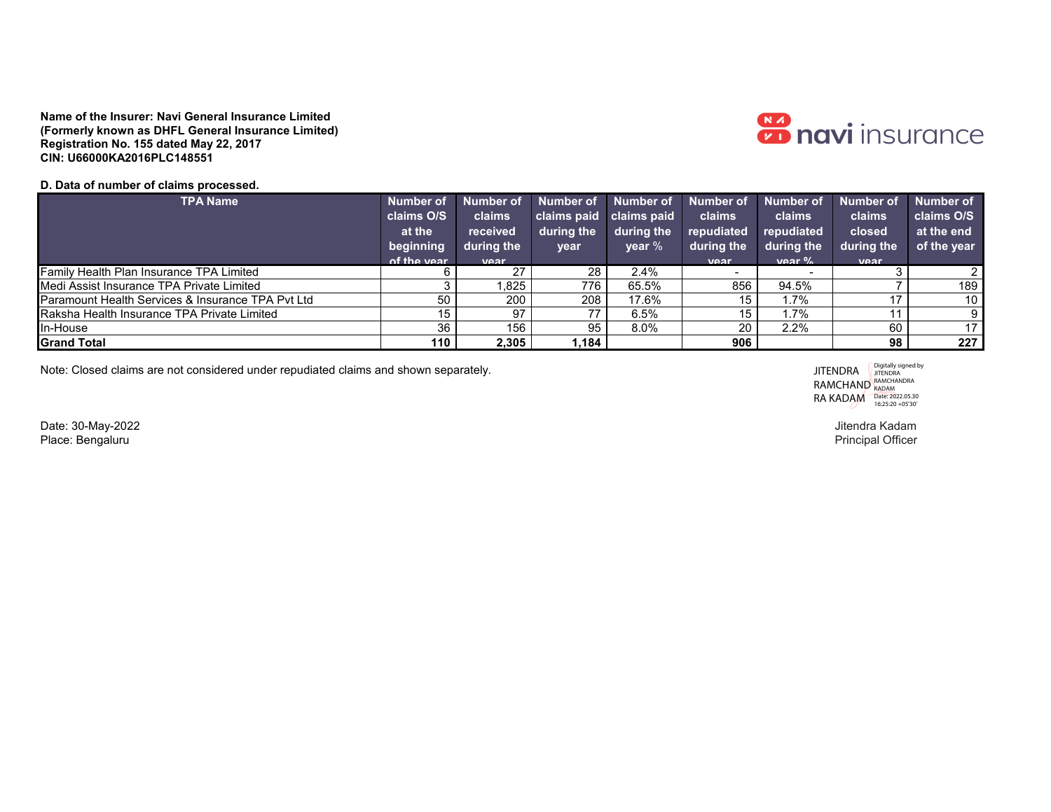**Name of the Insurer: Navi General Insurance Limited**
**(Formerly known as DHFL General Insurance Limited)**
**Registration No. 155 dated May 22, 2017**
**CIN: U66000KA2016PLC148551**

navi insurance

**D. Data of number of claims processed.**

| TPA Name | Number of claims O/S at the beginning of the year | Number of claims received during the year | Number of claims paid during the year | Number of claims paid during the year % | Number of claims repudiated during the year | Number of claims repudiated during the year % | Number of claims closed during the year | Number of claims O/S at the end of the year |
|---|---|---|---|---|---|---|---|---|
| Family Health Plan Insurance TPA Limited | 6 | 27 | 28 | 2.4% | - | - | 3 | 2 |
| Medi Assist Insurance TPA Private Limited | 3 | 1,825 | 776 | 65.5% | 856 | 94.5% | 7 | 189 |
| Paramount Health Services & Insurance TPA Pvt Ltd | 50 | 200 | 208 | 17.6% | 15 | 1.7% | 17 | 10 |
| Raksha Health Insurance TPA Private Limited | 15 | 97 | 77 | 6.5% | 15 | 1.7% | 11 | 9 |
| In-House | 36 | 156 | 95 | 8.0% | 20 | 2.2% | 60 | 17 |
| **Grand Total** | **110** | **2,305** | **1,184** | | **906** | | **98** | **227** |

Note: Closed claims are not considered under repudiated claims and shown separately.

JITENDRA RAMCHANDRA KADAM
Digitally signed by JITENDRA RAMCHANDRA KADAM
Date: 2022.05.30 16:25:20 +05'30'

Date: 30-May-2022
Place: Bengaluru

Jitendra Kadam
Principal Officer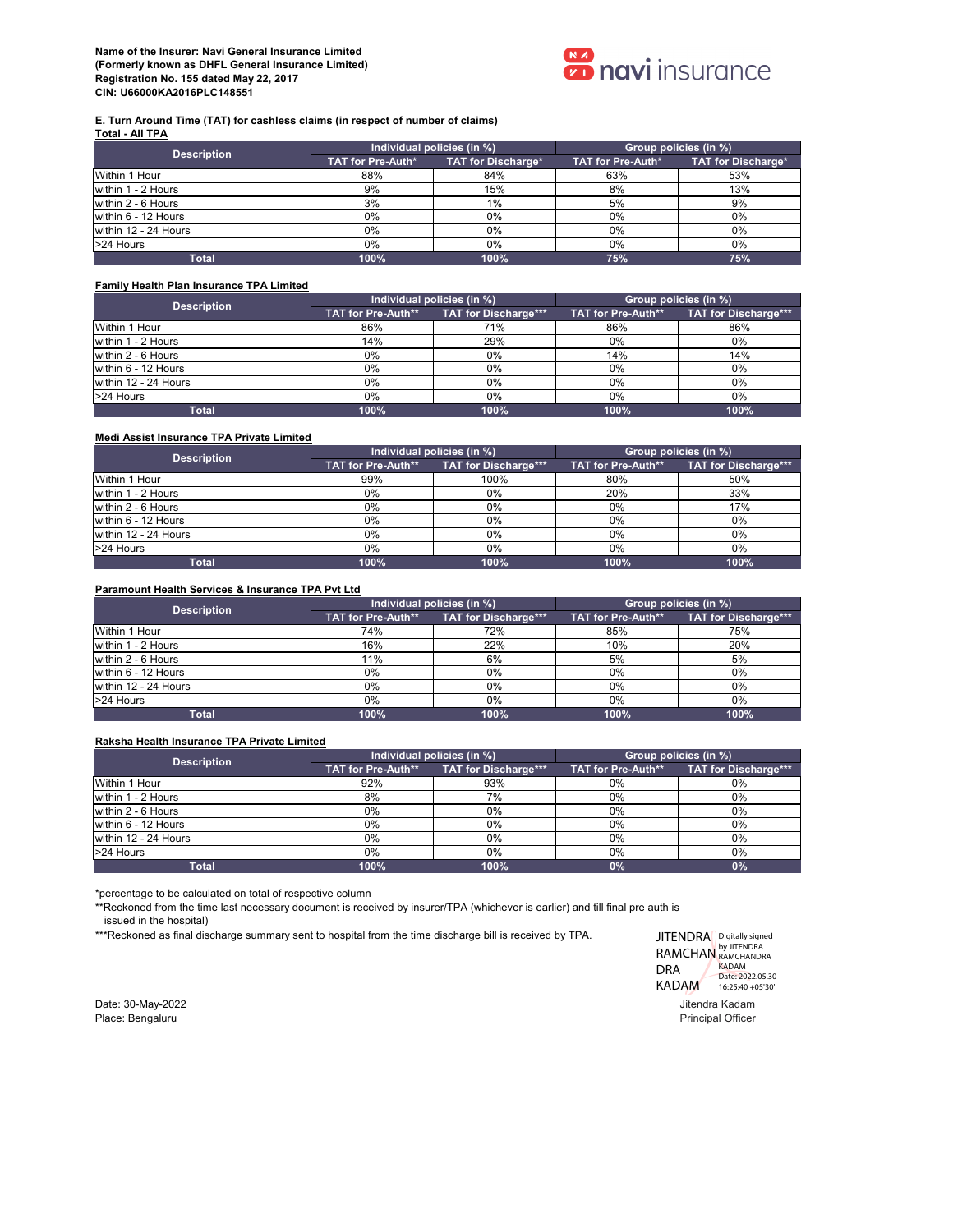**Name of the Insurer: Navi General Insurance Limited**
**(Formerly known as DHFL General Insurance Limited)**
**Registration No. 155 dated May 22, 2017**
**CIN: U66000KA2016PLC148551**

**E. Turn Around Time (TAT) for cashless claims (in respect of number of claims)**

**Total - All TPA**

| Description | Individual policies (in %) | | Group policies (in %) | |
|---|---|---|---|---|
| | TAT for Pre-Auth* | TAT for Discharge* | TAT for Pre-Auth* | TAT for Discharge* |
| Within 1 Hour | 88% | 84% | 63% | 53% |
| within 1 - 2 Hours | 9% | 15% | 8% | 13% |
| within 2 - 6 Hours | 3% | 1% | 5% | 9% |
| within 6 - 12 Hours | 0% | 0% | 0% | 0% |
| within 12 - 24 Hours | 0% | 0% | 0% | 0% |
| >24 Hours | 0% | 0% | 0% | 0% |
| **Total** | **100%** | **100%** | **75%** | **75%** |

**Family Health Plan Insurance TPA Limited**

| Description | Individual policies (in %) | | Group policies (in %) | |
|---|---|---|---|---|
| | TAT for Pre-Auth** | TAT for Discharge*** | TAT for Pre-Auth** | TAT for Discharge*** |
| Within 1 Hour | 86% | 71% | 86% | 86% |
| within 1 - 2 Hours | 14% | 29% | 0% | 0% |
| within 2 - 6 Hours | 0% | 0% | 14% | 14% |
| within 6 - 12 Hours | 0% | 0% | 0% | 0% |
| within 12 - 24 Hours | 0% | 0% | 0% | 0% |
| >24 Hours | 0% | 0% | 0% | 0% |
| **Total** | **100%** | **100%** | **100%** | **100%** |

**Medi Assist Insurance TPA Private Limited**

| Description | Individual policies (in %) | | Group policies (in %) | |
|---|---|---|---|---|
| | TAT for Pre-Auth** | TAT for Discharge*** | TAT for Pre-Auth** | TAT for Discharge*** |
| Within 1 Hour | 99% | 100% | 80% | 50% |
| within 1 - 2 Hours | 0% | 0% | 20% | 33% |
| within 2 - 6 Hours | 0% | 0% | 0% | 17% |
| within 6 - 12 Hours | 0% | 0% | 0% | 0% |
| within 12 - 24 Hours | 0% | 0% | 0% | 0% |
| >24 Hours | 0% | 0% | 0% | 0% |
| **Total** | **100%** | **100%** | **100%** | **100%** |

**Paramount Health Services & Insurance TPA Pvt Ltd**

| Description | Individual policies (in %) | | Group policies (in %) | |
|---|---|---|---|---|
| | TAT for Pre-Auth** | TAT for Discharge*** | TAT for Pre-Auth** | TAT for Discharge*** |
| Within 1 Hour | 74% | 72% | 85% | 75% |
| within 1 - 2 Hours | 16% | 22% | 10% | 20% |
| within 2 - 6 Hours | 11% | 6% | 5% | 5% |
| within 6 - 12 Hours | 0% | 0% | 0% | 0% |
| within 12 - 24 Hours | 0% | 0% | 0% | 0% |
| >24 Hours | 0% | 0% | 0% | 0% |
| **Total** | **100%** | **100%** | **100%** | **100%** |

**Raksha Health Insurance TPA Private Limited**

| Description | Individual policies (in %) | | Group policies (in %) | |
|---|---|---|---|---|
| | TAT for Pre-Auth** | TAT for Discharge*** | TAT for Pre-Auth** | TAT for Discharge*** |
| Within 1 Hour | 92% | 93% | 0% | 0% |
| within 1 - 2 Hours | 8% | 7% | 0% | 0% |
| within 2 - 6 Hours | 0% | 0% | 0% | 0% |
| within 6 - 12 Hours | 0% | 0% | 0% | 0% |
| within 12 - 24 Hours | 0% | 0% | 0% | 0% |
| >24 Hours | 0% | 0% | 0% | 0% |
| **Total** | **100%** | **100%** | **0%** | **0%** |

*percentage to be calculated on total of respective column

**Reckoned from the time last necessary document is received by insurer/TPA (whichever is earlier) and till final pre auth is issued in the hospital)

***Reckoned as final discharge summary sent to hospital from the time discharge bill is received by TPA.

JITENDRA RAMCHANDRA KADAM — Digitally signed by JITENDRA RAMCHANDRA KADAM, Date: 2022.05.30 16:25:40 +05'30'

Date: 30-May-2022
Place: Bengaluru

Jitendra Kadam
Principal Officer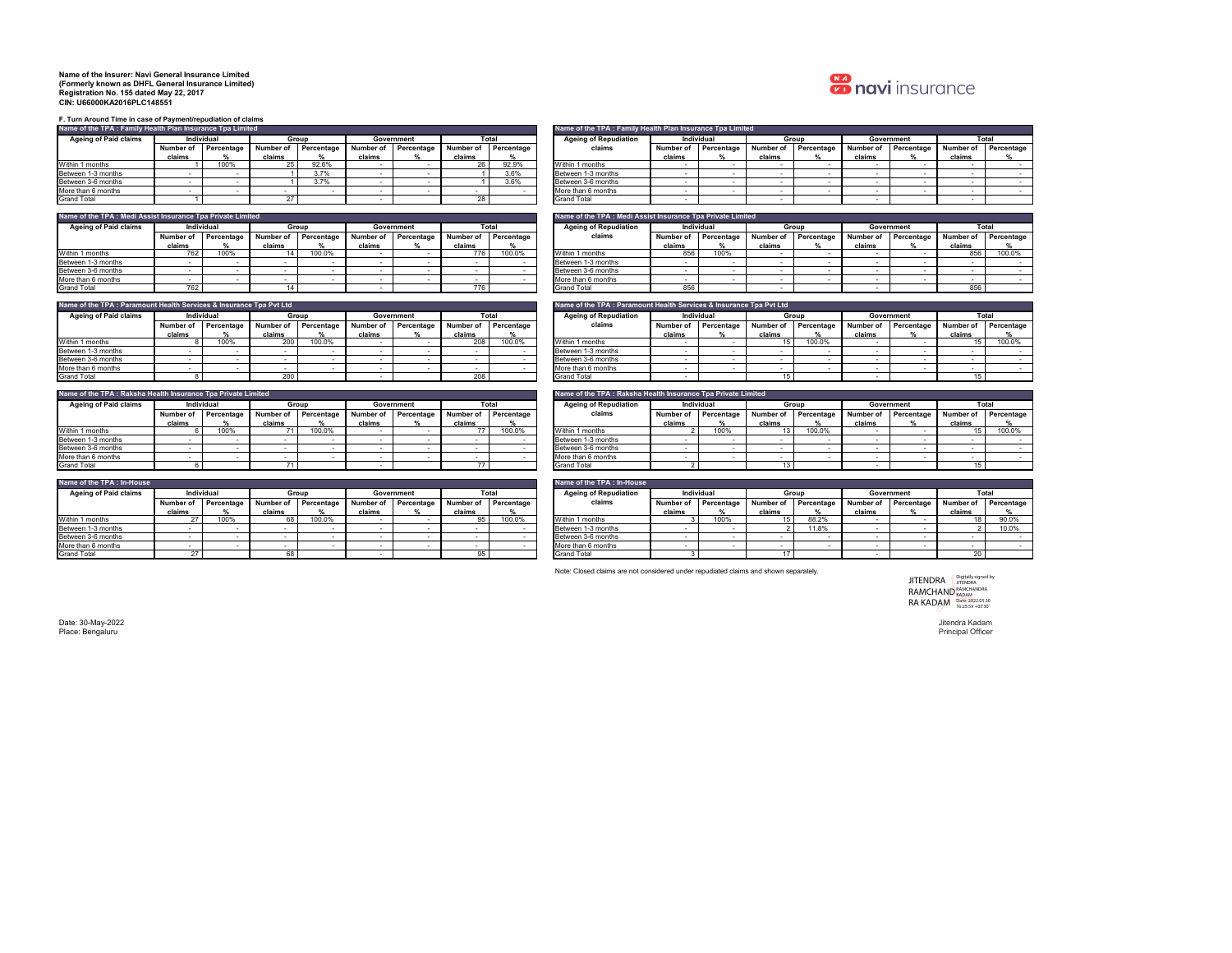**Name of the Insurer: Navi General Insurance Limited**
**(Formerly known as DHFL General Insurance Limited)**
**Registration No. 155 dated May 22, 2017**
**CIN: U66000KA2016PLC148551**

**F. Turn Around Time in case of Payment/repudiation of claims**

**Name of the TPA : Family Health Plan Insurance Tpa Limited**

| Ageing of Paid claims | Individual | | Group | | Government | | Total | |
|---|---|---|---|---|---|---|---|---|
| | Number of claims | Percentage % | Number of claims | Percentage % | Number of claims | Percentage % | Number of claims | Percentage % |
| Within 1 months | 1 | 100% | 25 | 92.6% | - | - | 26 | 92.9% |
| Between 1-3 months | - | - | 1 | 3.7% | - | - | 1 | 3.6% |
| Between 3-6 months | - | - | 1 | 3.7% | - | - | 1 | 3.6% |
| More than 6 months | - | - | - | - | - | - | - | - |
| Grand Total | 1 | | 27 | | - | | 28 | |

| Ageing of Repudiation claims | Individual | | Group | | Government | | Total | |
|---|---|---|---|---|---|---|---|---|
| | Number of claims | Percentage % | Number of claims | Percentage % | Number of claims | Percentage % | Number of claims | Percentage % |
| Within 1 months | - | - | - | - | - | - | - | - |
| Between 1-3 months | - | - | - | - | - | - | - | - |
| Between 3-6 months | - | - | - | - | - | - | - | - |
| More than 6 months | - | - | - | - | - | - | - | - |
| Grand Total | - | | - | | - | | - | |

**Name of the TPA : Medi Assist Insurance Tpa Private Limited**

| Ageing of Paid claims | Individual | | Group | | Government | | Total | |
|---|---|---|---|---|---|---|---|---|
| | Number of claims | Percentage % | Number of claims | Percentage % | Number of claims | Percentage % | Number of claims | Percentage % |
| Within 1 months | 762 | 100% | 14 | 100.0% | - | - | 776 | 100.0% |
| Between 1-3 months | - | - | - | - | - | - | - | - |
| Between 3-6 months | - | - | - | - | - | - | - | - |
| More than 6 months | - | - | - | - | - | - | - | - |
| Grand Total | 762 | | 14 | | - | | 776 | |

| Ageing of Repudiation claims | Individual | | Group | | Government | | Total | |
|---|---|---|---|---|---|---|---|---|
| | Number of claims | Percentage % | Number of claims | Percentage % | Number of claims | Percentage % | Number of claims | Percentage % |
| Within 1 months | 856 | 100% | - | - | - | - | 856 | 100.0% |
| Between 1-3 months | - | - | - | - | - | - | - | - |
| Between 3-6 months | - | - | - | - | - | - | - | - |
| More than 6 months | - | - | - | - | - | - | - | - |
| Grand Total | 856 | | - | | - | | 856 | |

**Name of the TPA : Paramount Health Services & Insurance Tpa Pvt Ltd**

| Ageing of Paid claims | Individual | | Group | | Government | | Total | |
|---|---|---|---|---|---|---|---|---|
| | Number of claims | Percentage % | Number of claims | Percentage % | Number of claims | Percentage % | Number of claims | Percentage % |
| Within 1 months | 8 | 100% | 200 | 100.0% | - | - | 208 | 100.0% |
| Between 1-3 months | - | - | - | - | - | - | - | - |
| Between 3-6 months | - | - | - | - | - | - | - | - |
| More than 6 months | - | - | - | - | - | - | - | - |
| Grand Total | 8 | | 200 | | - | | 208 | |

| Ageing of Repudiation claims | Individual | | Group | | Government | | Total | |
|---|---|---|---|---|---|---|---|---|
| | Number of claims | Percentage % | Number of claims | Percentage % | Number of claims | Percentage % | Number of claims | Percentage % |
| Within 1 months | - | - | 15 | 100.0% | - | - | 15 | 100.0% |
| Between 1-3 months | - | - | - | - | - | - | - | - |
| Between 3-6 months | - | - | - | - | - | - | - | - |
| More than 6 months | - | - | - | - | - | - | - | - |
| Grand Total | - | | 15 | | - | | 15 | |

**Name of the TPA : Raksha Health Insurance Tpa Private Limited**

| Ageing of Paid claims | Individual | | Group | | Government | | Total | |
|---|---|---|---|---|---|---|---|---|
| | Number of claims | Percentage % | Number of claims | Percentage % | Number of claims | Percentage % | Number of claims | Percentage % |
| Within 1 months | 6 | 100% | 71 | 100.0% | - | - | 77 | 100.0% |
| Between 1-3 months | - | - | - | - | - | - | - | - |
| Between 3-6 months | - | - | - | - | - | - | - | - |
| More than 6 months | - | - | - | - | - | - | - | - |
| Grand Total | 6 | | 71 | | - | | 77 | |

| Ageing of Repudiation claims | Individual | | Group | | Government | | Total | |
|---|---|---|---|---|---|---|---|---|
| | Number of claims | Percentage % | Number of claims | Percentage % | Number of claims | Percentage % | Number of claims | Percentage % |
| Within 1 months | 2 | 100% | 13 | 100.0% | - | - | 15 | 100.0% |
| Between 1-3 months | - | - | - | - | - | - | - | - |
| Between 3-6 months | - | - | - | - | - | - | - | - |
| More than 6 months | - | - | - | - | - | - | - | - |
| Grand Total | 2 | | 13 | | - | | 15 | |

**Name of the TPA : In-House**

| Ageing of Paid claims | Individual | | Group | | Government | | Total | |
|---|---|---|---|---|---|---|---|---|
| | Number of claims | Percentage % | Number of claims | Percentage % | Number of claims | Percentage % | Number of claims | Percentage % |
| Within 1 months | 27 | 100% | 68 | 100.0% | - | - | 95 | 100.0% |
| Between 1-3 months | - | - | - | - | - | - | - | - |
| Between 3-6 months | - | - | - | - | - | - | - | - |
| More than 6 months | - | - | - | - | - | - | - | - |
| Grand Total | 27 | | 68 | | - | | 95 | |

| Ageing of Repudiation claims | Individual | | Group | | Government | | Total | |
|---|---|---|---|---|---|---|---|---|
| | Number of claims | Percentage % | Number of claims | Percentage % | Number of claims | Percentage % | Number of claims | Percentage % |
| Within 1 months | 3 | 100% | 15 | 88.2% | - | - | 18 | 90.0% |
| Between 1-3 months | - | - | 2 | 11.8% | - | - | 2 | 10.0% |
| Between 3-6 months | - | - | - | - | - | - | - | - |
| More than 6 months | - | - | - | - | - | - | - | - |
| Grand Total | 3 | | 17 | | - | | 20 | |

Note: Closed claims are not considered under repudiated claims and shown separately.

JITENDRA RAMCHANDRA KADAM
Digitally signed by JITENDRA RAMCHANDRA KADAM
Date: 2022.05.30 16:25:59 +05'30'

Date: 30-May-2022
Place: Bengaluru

Jitendra Kadam
Principal Officer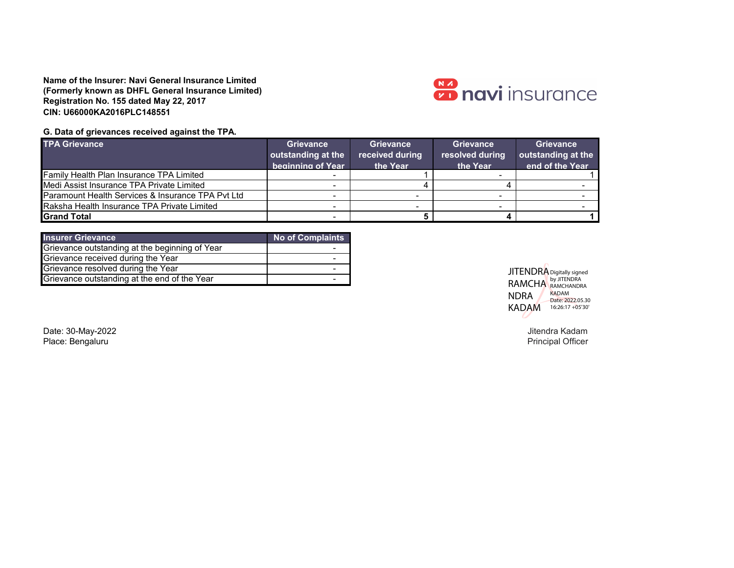**Name of the Insurer: Navi General Insurance Limited**
**(Formerly known as DHFL General Insurance Limited)**
**Registration No. 155 dated May 22, 2017**
**CIN: U66000KA2016PLC148551**

**G. Data of grievances received against the TPA.**

| TPA Grievance | Grievance outstanding at the beginning of Year | Grievance received during the Year | Grievance resolved during the Year | Grievance outstanding at the end of the Year |
|---|---|---|---|---|
| Family Health Plan Insurance TPA Limited | - | 1 | - | 1 |
| Medi Assist Insurance TPA Private Limited | - | 4 | 4 | - |
| Paramount Health Services & Insurance TPA Pvt Ltd | - | - | - | - |
| Raksha Health Insurance TPA Private Limited | - | - | - | - |
| **Grand Total** | - | **5** | **4** | **1** |

| Insurer Grievance | No of Complaints |
|---|---|
| Grievance outstanding at the beginning of Year | - |
| Grievance received during the Year | - |
| Grievance resolved during the Year | - |
| Grievance outstanding at the end of the Year | - |

JITENDRA RAMCHANDRA KADAM Digitally signed by JITENDRA RAMCHANDRA KADAM Date: 2022.05.30 16:26:17 +05'30'

Date: 30-May-2022
Place: Bengaluru

Jitendra Kadam
Principal Officer